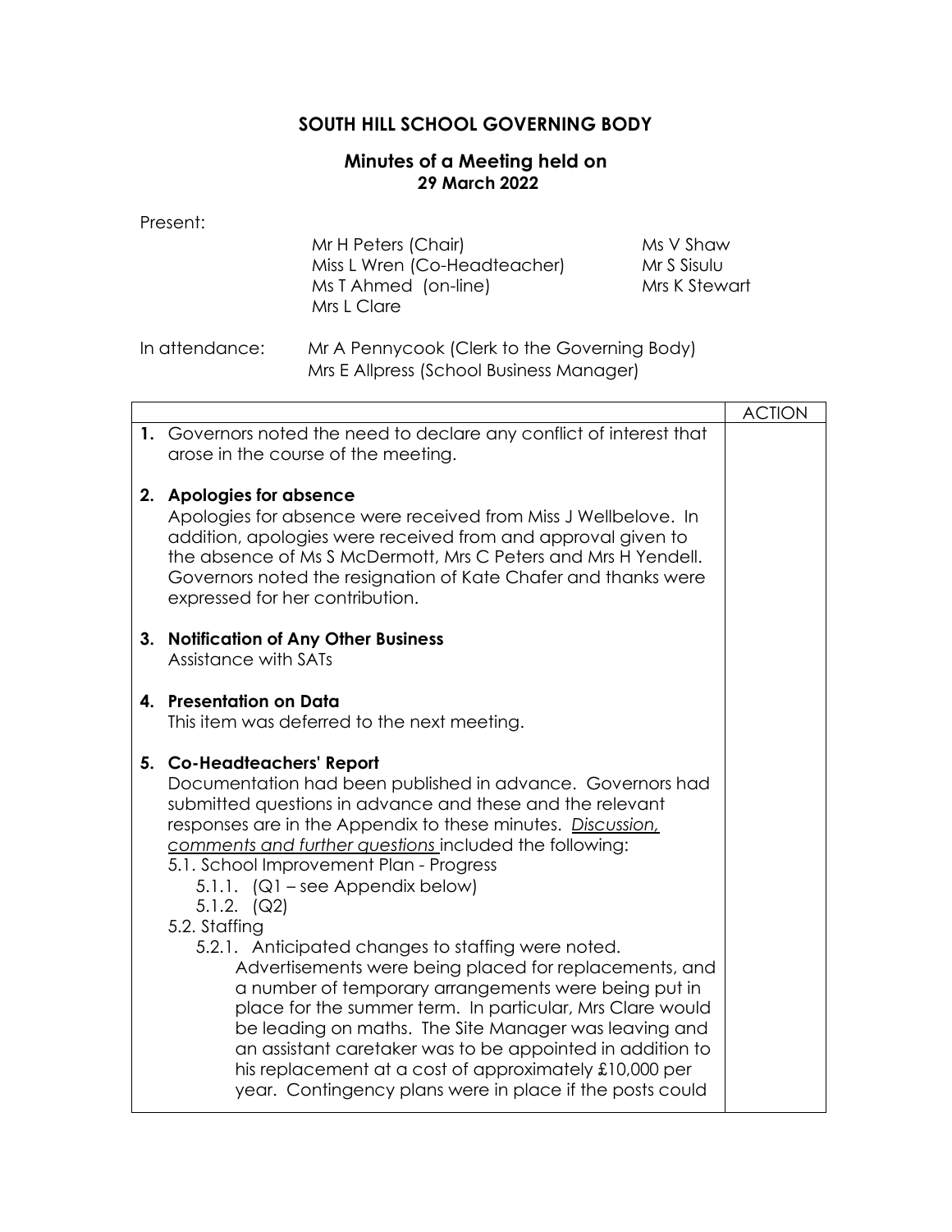# SOUTH HILL SCHOOL GOVERNING BODY

## Minutes of a Meeting held on
**29 March 2022**

Present:

| | |
|---|---|
| Mr H Peters (Chair) | Ms V Shaw |
| Miss L Wren (Co-Headteacher) | Mr S Sisulu |
| Ms T Ahmed (on-line) | Mrs K Stewart |
| Mrs L Clare | |

In attendance: Mr A Pennycook (Clerk to the Governing Body)
Mrs E Allpress (School Business Manager)

| | ACTION |
|---|---|
| **1.** Governors noted the need to declare any conflict of interest that arose in the course of the meeting. | |
| **2. Apologies for absence**<br>Apologies for absence were received from Miss J Wellbelove. In addition, apologies were received from and approval given to the absence of Ms S McDermott, Mrs C Peters and Mrs H Yendell. Governors noted the resignation of Kate Chafer and thanks were expressed for her contribution. | |
| **3. Notification of Any Other Business**<br>Assistance with SATs | |
| **4. Presentation on Data**<br>This item was deferred to the next meeting. | |
| **5. Co-Headteachers' Report**<br>Documentation had been published in advance. Governors had submitted questions in advance and these and the relevant responses are in the Appendix to these minutes. <u>*Discussion, comments and further questions*</u> included the following:<br>5.1. School Improvement Plan - Progress<br>5.1.1. (Q1 – see Appendix below)<br>5.1.2. (Q2)<br>5.2. Staffing<br>5.2.1. Anticipated changes to staffing were noted. Advertisements were being placed for replacements, and a number of temporary arrangements were being put in place for the summer term. In particular, Mrs Clare would be leading on maths. The Site Manager was leaving and an assistant caretaker was to be appointed in addition to his replacement at a cost of approximately £10,000 per year. Contingency plans were in place if the posts could | |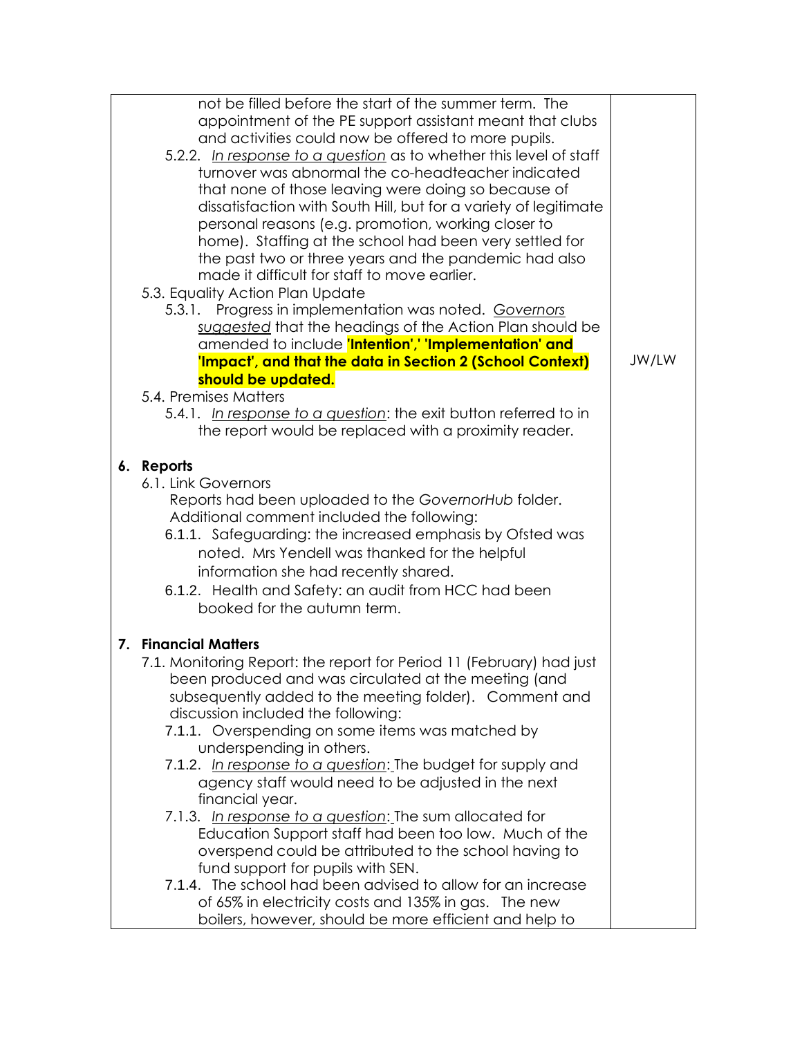| | |
|---|---|
| not be filled before the start of the summer term. The appointment of the PE support assistant meant that clubs and activities could now be offered to more pupils.<br>5.2.2. *In response to a question* as to whether this level of staff turnover was abnormal the co-headteacher indicated that none of those leaving were doing so because of dissatisfaction with South Hill, but for a variety of legitimate personal reasons (e.g. promotion, working closer to home). Staffing at the school had been very settled for the past two or three years and the pandemic had also made it difficult for staff to move earlier.<br>5.3. Equality Action Plan Update<br>5.3.1. Progress in implementation was noted. *Governors suggested* that the headings of the Action Plan should be amended to include **'Intention',' 'Implementation' and 'Impact', and that the data in Section 2 (School Context) should be updated.**<br>5.4. Premises Matters<br>5.4.1. *In response to a question*: the exit button referred to in the report would be replaced with a proximity reader. | JW/LW |
| **6. Reports**<br>6.1. Link Governors<br>Reports had been uploaded to the *GovernorHub* folder. Additional comment included the following:<br>6.1.1. Safeguarding: the increased emphasis by Ofsted was noted. Mrs Yendell was thanked for the helpful information she had recently shared.<br>6.1.2. Health and Safety: an audit from HCC had been booked for the autumn term. | |
| **7. Financial Matters**<br>7.1. Monitoring Report: the report for Period 11 (February) had just been produced and was circulated at the meeting (and subsequently added to the meeting folder). Comment and discussion included the following:<br>7.1.1. Overspending on some items was matched by underspending in others.<br>7.1.2. *In response to a question*: The budget for supply and agency staff would need to be adjusted in the next financial year.<br>7.1.3. *In response to a question*: The sum allocated for Education Support staff had been too low. Much of the overspend could be attributed to the school having to fund support for pupils with SEN.<br>7.1.4. The school had been advised to allow for an increase of 65% in electricity costs and 135% in gas. The new boilers, however, should be more efficient and help to | |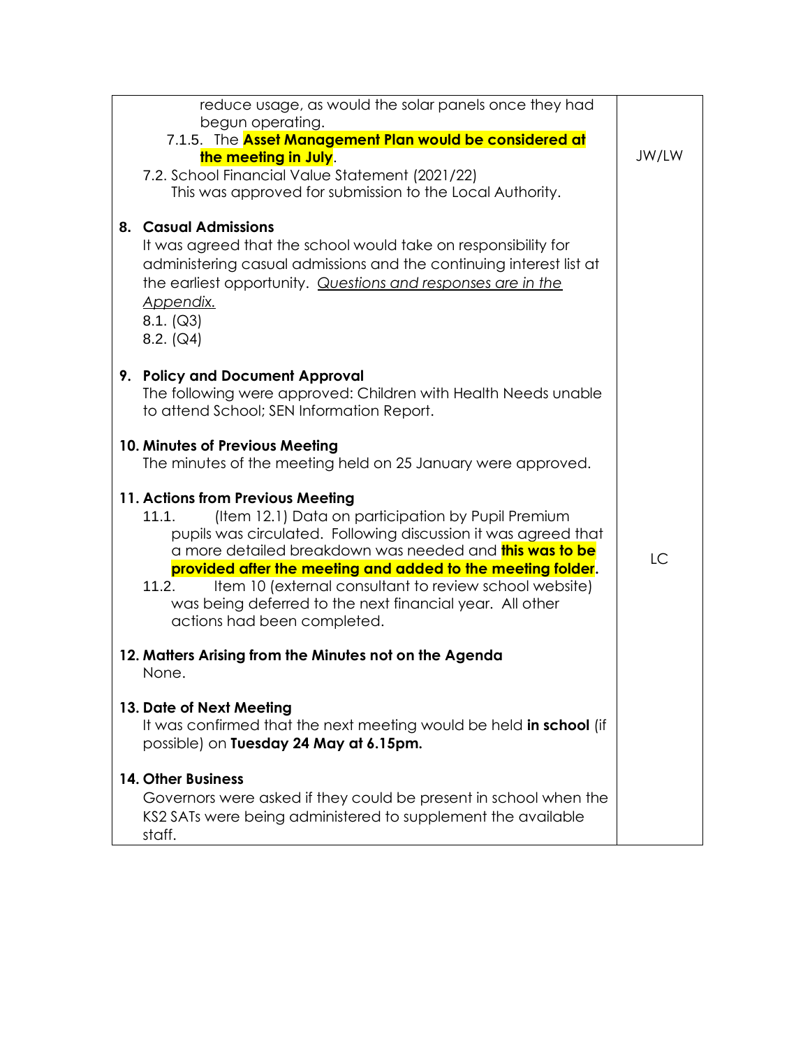| | |
|---|---|
| reduce usage, as would the solar panels once they had begun operating.<br>7.1.5. The **Asset Management Plan would be considered at the meeting in July**.<br>7.2. School Financial Value Statement (2021/22)<br>This was approved for submission to the Local Authority. | JW/LW |
| **8. Casual Admissions**<br>It was agreed that the school would take on responsibility for administering casual admissions and the continuing interest list at the earliest opportunity. *Questions and responses are in the Appendix.*<br>8.1. (Q3)<br>8.2. (Q4) | |
| **9. Policy and Document Approval**<br>The following were approved: Children with Health Needs unable to attend School; SEN Information Report. | |
| **10. Minutes of Previous Meeting**<br>The minutes of the meeting held on 25 January were approved. | |
| **11. Actions from Previous Meeting**<br>11.1. (Item 12.1) Data on participation by Pupil Premium pupils was circulated. Following discussion it was agreed that a more detailed breakdown was needed and **this was to be provided after the meeting and added to the meeting folder**.<br>11.2. Item 10 (external consultant to review school website) was being deferred to the next financial year. All other actions had been completed. | LC |
| **12. Matters Arising from the Minutes not on the Agenda**<br>None. | |
| **13. Date of Next Meeting**<br>It was confirmed that the next meeting would be held **in school** (if possible) on **Tuesday 24 May at 6.15pm.** | |
| **14. Other Business**<br>Governors were asked if they could be present in school when the KS2 SATs were being administered to supplement the available staff. | |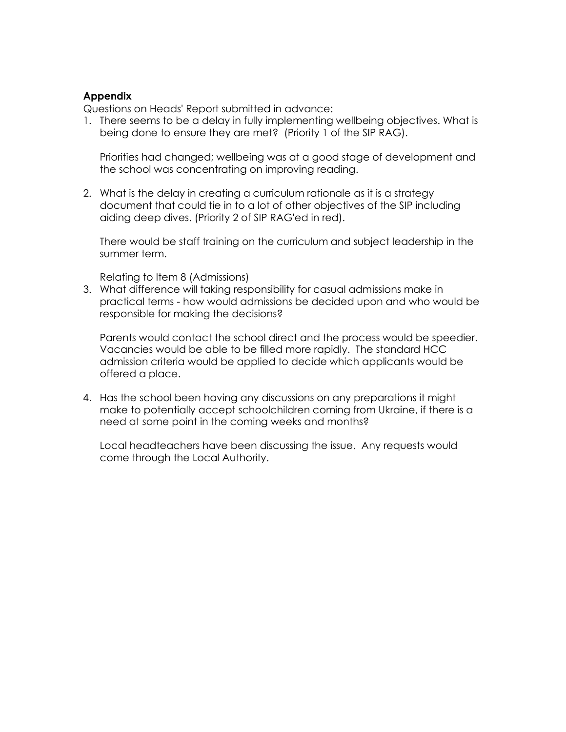**Appendix**

Questions on Heads' Report submitted in advance:

1. There seems to be a delay in fully implementing wellbeing objectives. What is being done to ensure they are met? (Priority 1 of the SIP RAG).

   Priorities had changed; wellbeing was at a good stage of development and the school was concentrating on improving reading.

2. What is the delay in creating a curriculum rationale as it is a strategy document that could tie in to a lot of other objectives of the SIP including aiding deep dives. (Priority 2 of SIP RAG'ed in red).

   There would be staff training on the curriculum and subject leadership in the summer term.

   Relating to Item 8 (Admissions)

3. What difference will taking responsibility for casual admissions make in practical terms - how would admissions be decided upon and who would be responsible for making the decisions?

   Parents would contact the school direct and the process would be speedier. Vacancies would be able to be filled more rapidly. The standard HCC admission criteria would be applied to decide which applicants would be offered a place.

4. Has the school been having any discussions on any preparations it might make to potentially accept schoolchildren coming from Ukraine, if there is a need at some point in the coming weeks and months?

   Local headteachers have been discussing the issue. Any requests would come through the Local Authority.